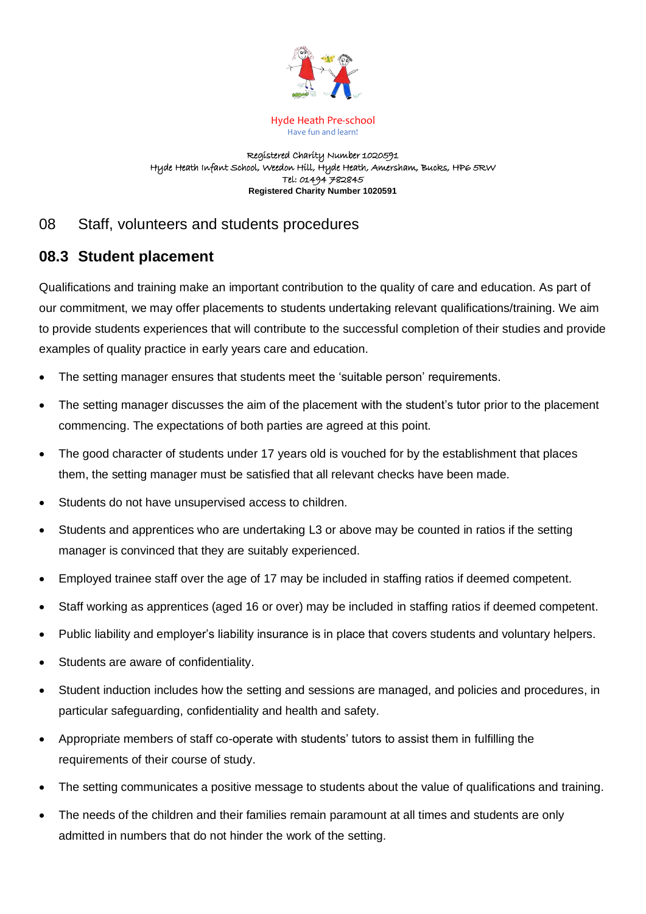Hyde Heath Pre-school
Have fun and learn!

Registered Charity Number 1020591
Hyde Heath Infant School, Weedon Hill, Hyde Heath, Amersham, Bucks, HP6 5RW
Tel: 01494 782845
**Registered Charity Number 1020591**

# 08 Staff, volunteers and students procedures

## 08.3 Student placement

Qualifications and training make an important contribution to the quality of care and education. As part of our commitment, we may offer placements to students undertaking relevant qualifications/training. We aim to provide students experiences that will contribute to the successful completion of their studies and provide examples of quality practice in early years care and education.

- The setting manager ensures that students meet the 'suitable person' requirements.
- The setting manager discusses the aim of the placement with the student's tutor prior to the placement commencing. The expectations of both parties are agreed at this point.
- The good character of students under 17 years old is vouched for by the establishment that places them, the setting manager must be satisfied that all relevant checks have been made.
- Students do not have unsupervised access to children.
- Students and apprentices who are undertaking L3 or above may be counted in ratios if the setting manager is convinced that they are suitably experienced.
- Employed trainee staff over the age of 17 may be included in staffing ratios if deemed competent.
- Staff working as apprentices (aged 16 or over) may be included in staffing ratios if deemed competent.
- Public liability and employer's liability insurance is in place that covers students and voluntary helpers.
- Students are aware of confidentiality.
- Student induction includes how the setting and sessions are managed, and policies and procedures, in particular safeguarding, confidentiality and health and safety.
- Appropriate members of staff co-operate with students' tutors to assist them in fulfilling the requirements of their course of study.
- The setting communicates a positive message to students about the value of qualifications and training.
- The needs of the children and their families remain paramount at all times and students are only admitted in numbers that do not hinder the work of the setting.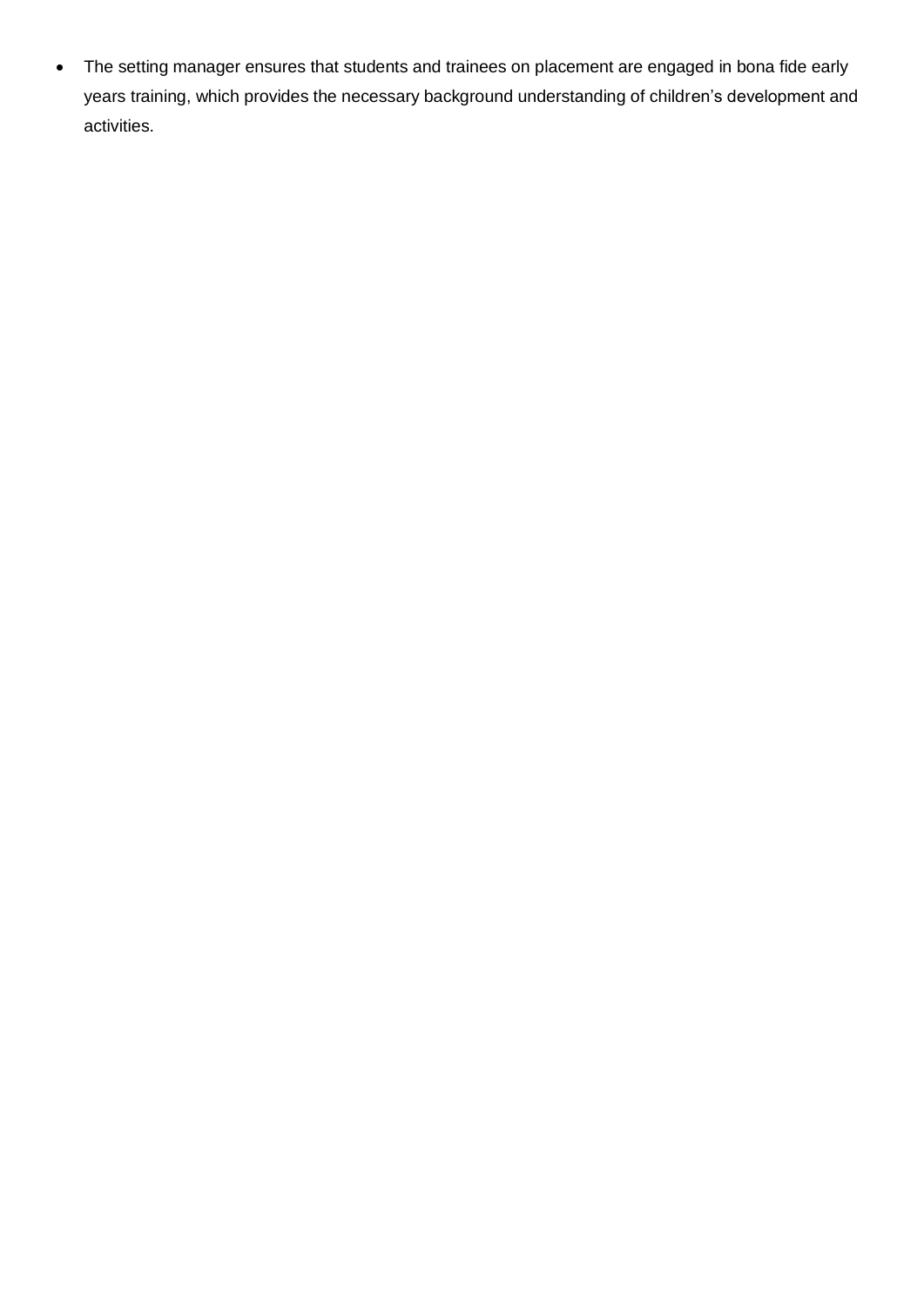- The setting manager ensures that students and trainees on placement are engaged in bona fide early years training, which provides the necessary background understanding of children's development and activities.